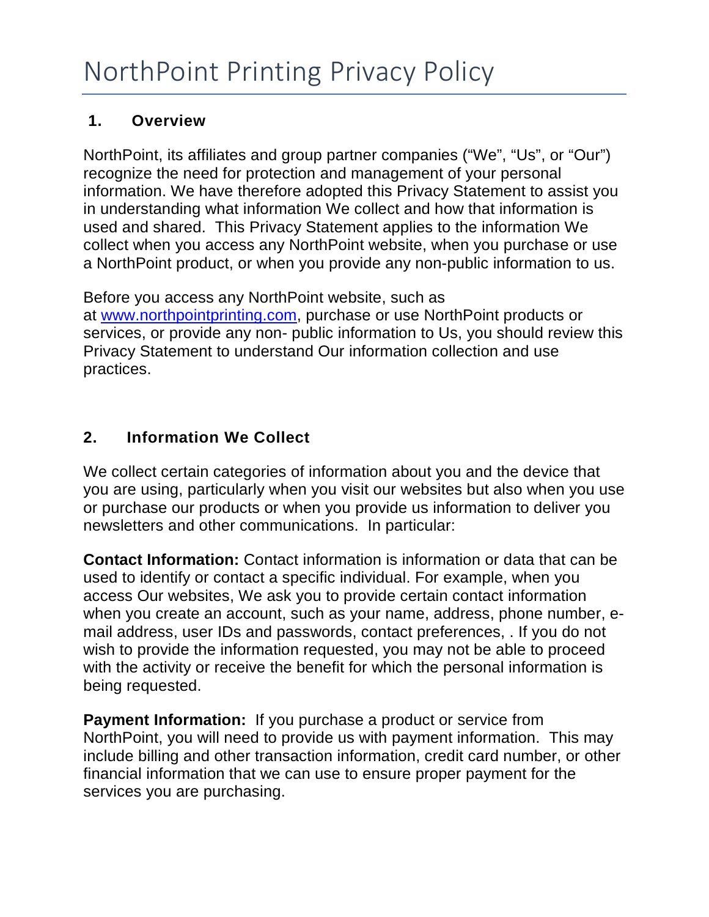# NorthPoint Printing Privacy Policy

## 1. Overview

NorthPoint, its affiliates and group partner companies ("We", "Us", or "Our") recognize the need for protection and management of your personal information. We have therefore adopted this Privacy Statement to assist you in understanding what information We collect and how that information is used and shared. This Privacy Statement applies to the information We collect when you access any NorthPoint website, when you purchase or use a NorthPoint product, or when you provide any non-public information to us.

Before you access any NorthPoint website, such as at [www.northpointprinting.com](http://www.northpointprinting.com), purchase or use NorthPoint products or services, or provide any non- public information to Us, you should review this Privacy Statement to understand Our information collection and use practices.

## 2. Information We Collect

We collect certain categories of information about you and the device that you are using, particularly when you visit our websites but also when you use or purchase our products or when you provide us information to deliver you newsletters and other communications. In particular:

**Contact Information:** Contact information is information or data that can be used to identify or contact a specific individual. For example, when you access Our websites, We ask you to provide certain contact information when you create an account, such as your name, address, phone number, e-mail address, user IDs and passwords, contact preferences, . If you do not wish to provide the information requested, you may not be able to proceed with the activity or receive the benefit for which the personal information is being requested.

**Payment Information:** If you purchase a product or service from NorthPoint, you will need to provide us with payment information. This may include billing and other transaction information, credit card number, or other financial information that we can use to ensure proper payment for the services you are purchasing.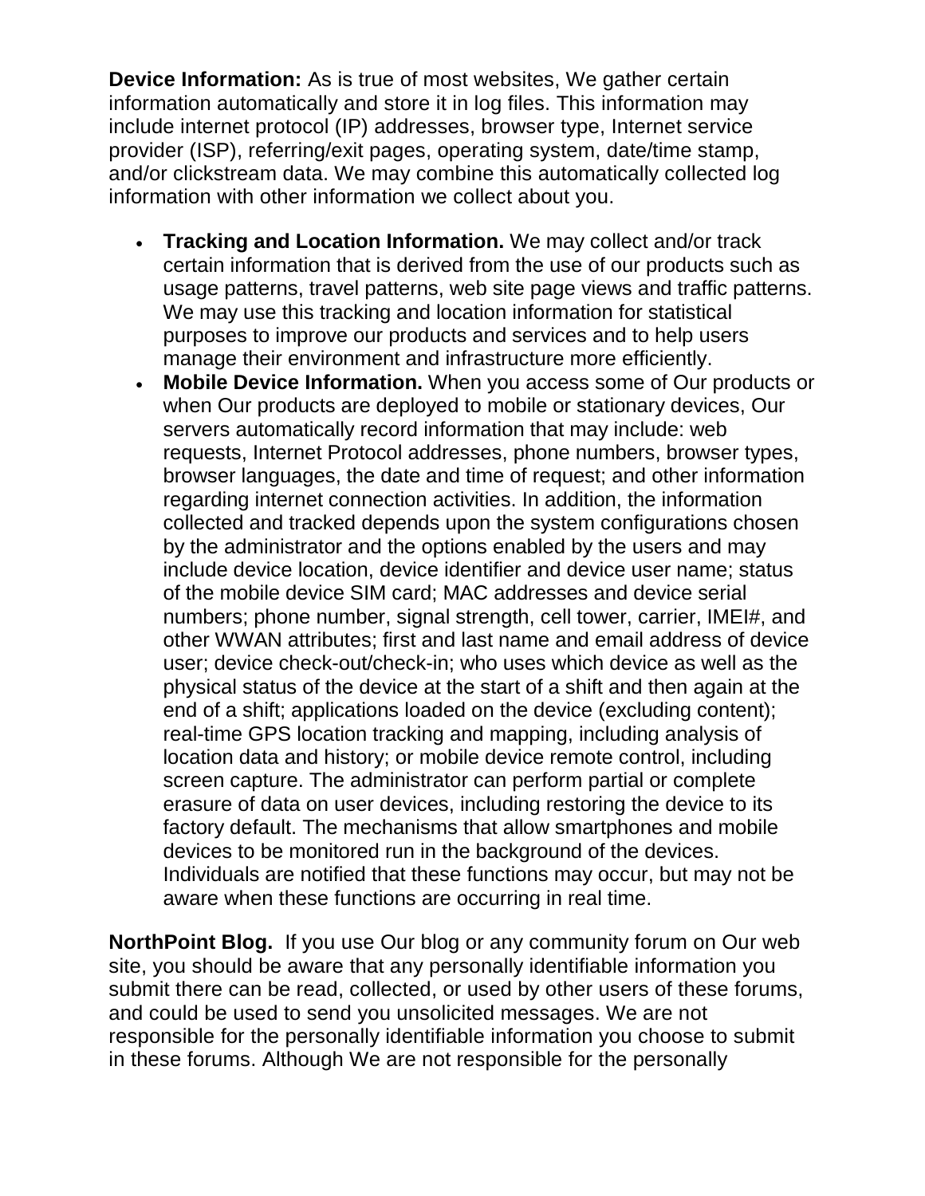**Device Information:** As is true of most websites, We gather certain information automatically and store it in log files. This information may include internet protocol (IP) addresses, browser type, Internet service provider (ISP), referring/exit pages, operating system, date/time stamp, and/or clickstream data. We may combine this automatically collected log information with other information we collect about you.

- **Tracking and Location Information.** We may collect and/or track certain information that is derived from the use of our products such as usage patterns, travel patterns, web site page views and traffic patterns. We may use this tracking and location information for statistical purposes to improve our products and services and to help users manage their environment and infrastructure more efficiently.
- **Mobile Device Information.** When you access some of Our products or when Our products are deployed to mobile or stationary devices, Our servers automatically record information that may include: web requests, Internet Protocol addresses, phone numbers, browser types, browser languages, the date and time of request; and other information regarding internet connection activities. In addition, the information collected and tracked depends upon the system configurations chosen by the administrator and the options enabled by the users and may include device location, device identifier and device user name; status of the mobile device SIM card; MAC addresses and device serial numbers; phone number, signal strength, cell tower, carrier, IMEI#, and other WWAN attributes; first and last name and email address of device user; device check-out/check-in; who uses which device as well as the physical status of the device at the start of a shift and then again at the end of a shift; applications loaded on the device (excluding content); real-time GPS location tracking and mapping, including analysis of location data and history; or mobile device remote control, including screen capture. The administrator can perform partial or complete erasure of data on user devices, including restoring the device to its factory default. The mechanisms that allow smartphones and mobile devices to be monitored run in the background of the devices. Individuals are notified that these functions may occur, but may not be aware when these functions are occurring in real time.

**NorthPoint Blog.** If you use Our blog or any community forum on Our web site, you should be aware that any personally identifiable information you submit there can be read, collected, or used by other users of these forums, and could be used to send you unsolicited messages. We are not responsible for the personally identifiable information you choose to submit in these forums. Although We are not responsible for the personally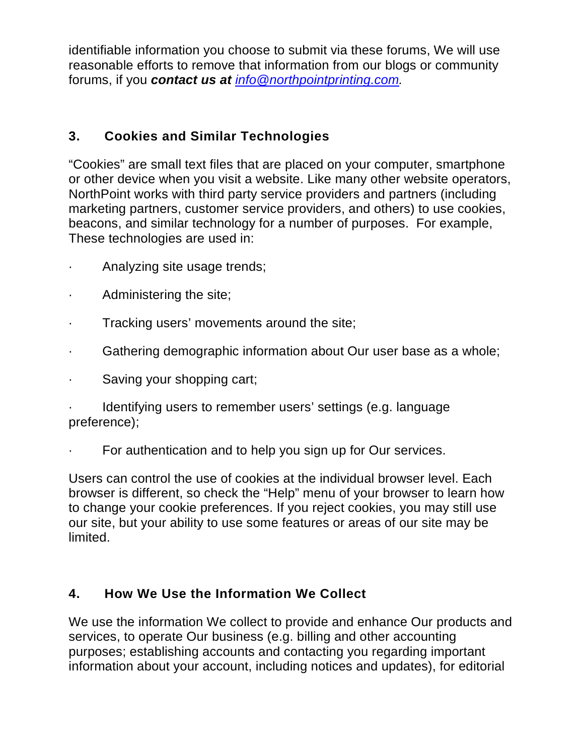identifiable information you choose to submit via these forums, We will use reasonable efforts to remove that information from our blogs or community forums, if you ***contact us at*** *[info@northpointprinting.com](mailto:info@northpointprinting.com).*

## 3. Cookies and Similar Technologies

"Cookies" are small text files that are placed on your computer, smartphone or other device when you visit a website. Like many other website operators, NorthPoint works with third party service providers and partners (including marketing partners, customer service providers, and others) to use cookies, beacons, and similar technology for a number of purposes. For example, These technologies are used in:

- Analyzing site usage trends;
- Administering the site;
- Tracking users' movements around the site;
- Gathering demographic information about Our user base as a whole;
- Saving your shopping cart;
- Identifying users to remember users' settings (e.g. language preference);
- For authentication and to help you sign up for Our services.

Users can control the use of cookies at the individual browser level. Each browser is different, so check the "Help" menu of your browser to learn how to change your cookie preferences. If you reject cookies, you may still use our site, but your ability to use some features or areas of our site may be limited.

## 4. How We Use the Information We Collect

We use the information We collect to provide and enhance Our products and services, to operate Our business (e.g. billing and other accounting purposes; establishing accounts and contacting you regarding important information about your account, including notices and updates), for editorial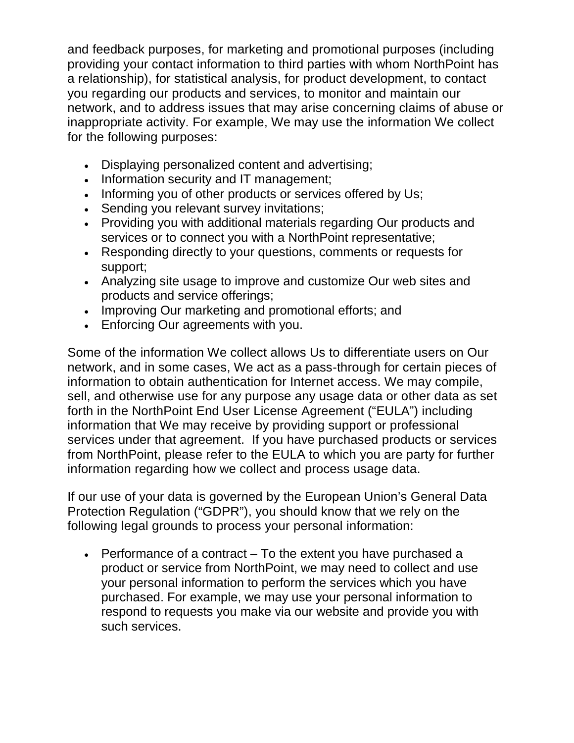and feedback purposes, for marketing and promotional purposes (including providing your contact information to third parties with whom NorthPoint has a relationship), for statistical analysis, for product development, to contact you regarding our products and services, to monitor and maintain our network, and to address issues that may arise concerning claims of abuse or inappropriate activity. For example, We may use the information We collect for the following purposes:

- Displaying personalized content and advertising;
- Information security and IT management;
- Informing you of other products or services offered by Us;
- Sending you relevant survey invitations;
- Providing you with additional materials regarding Our products and services or to connect you with a NorthPoint representative;
- Responding directly to your questions, comments or requests for support;
- Analyzing site usage to improve and customize Our web sites and products and service offerings;
- Improving Our marketing and promotional efforts; and
- Enforcing Our agreements with you.

Some of the information We collect allows Us to differentiate users on Our network, and in some cases, We act as a pass-through for certain pieces of information to obtain authentication for Internet access. We may compile, sell, and otherwise use for any purpose any usage data or other data as set forth in the NorthPoint End User License Agreement ("EULA") including information that We may receive by providing support or professional services under that agreement. If you have purchased products or services from NorthPoint, please refer to the EULA to which you are party for further information regarding how we collect and process usage data.

If our use of your data is governed by the European Union's General Data Protection Regulation ("GDPR"), you should know that we rely on the following legal grounds to process your personal information:

- Performance of a contract – To the extent you have purchased a product or service from NorthPoint, we may need to collect and use your personal information to perform the services which you have purchased. For example, we may use your personal information to respond to requests you make via our website and provide you with such services.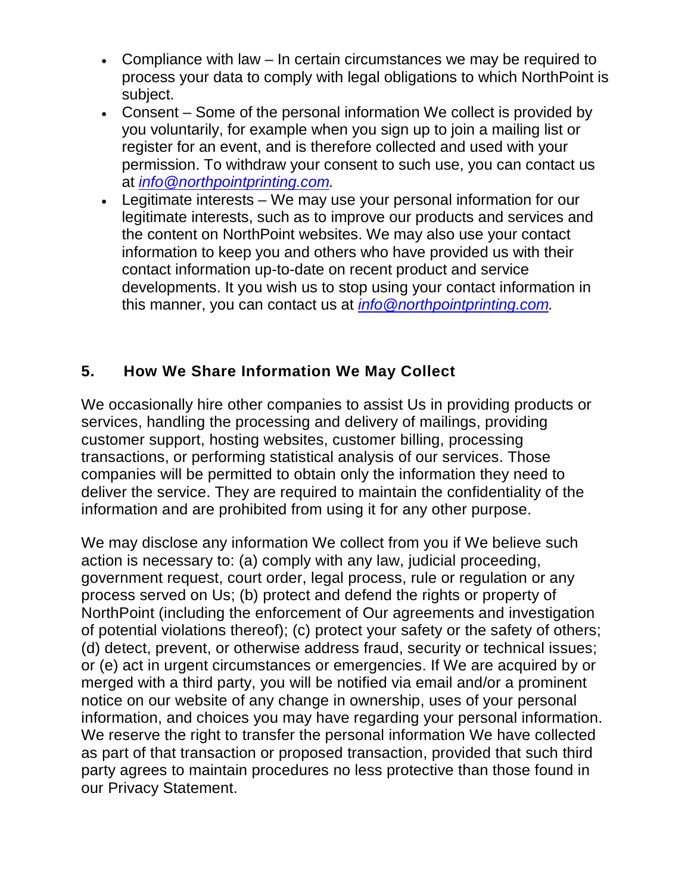- Compliance with law – In certain circumstances we may be required to process your data to comply with legal obligations to which NorthPoint is subject.
- Consent – Some of the personal information We collect is provided by you voluntarily, for example when you sign up to join a mailing list or register for an event, and is therefore collected and used with your permission. To withdraw your consent to such use, you can contact us at *info@northpointprinting.com.*
- Legitimate interests – We may use your personal information for our legitimate interests, such as to improve our products and services and the content on NorthPoint websites. We may also use your contact information to keep you and others who have provided us with their contact information up-to-date on recent product and service developments. It you wish us to stop using your contact information in this manner, you can contact us at *info@northpointprinting.com.*

## 5. How We Share Information We May Collect

We occasionally hire other companies to assist Us in providing products or services, handling the processing and delivery of mailings, providing customer support, hosting websites, customer billing, processing transactions, or performing statistical analysis of our services. Those companies will be permitted to obtain only the information they need to deliver the service. They are required to maintain the confidentiality of the information and are prohibited from using it for any other purpose.

We may disclose any information We collect from you if We believe such action is necessary to: (a) comply with any law, judicial proceeding, government request, court order, legal process, rule or regulation or any process served on Us; (b) protect and defend the rights or property of NorthPoint (including the enforcement of Our agreements and investigation of potential violations thereof); (c) protect your safety or the safety of others; (d) detect, prevent, or otherwise address fraud, security or technical issues; or (e) act in urgent circumstances or emergencies. If We are acquired by or merged with a third party, you will be notified via email and/or a prominent notice on our website of any change in ownership, uses of your personal information, and choices you may have regarding your personal information. We reserve the right to transfer the personal information We have collected as part of that transaction or proposed transaction, provided that such third party agrees to maintain procedures no less protective than those found in our Privacy Statement.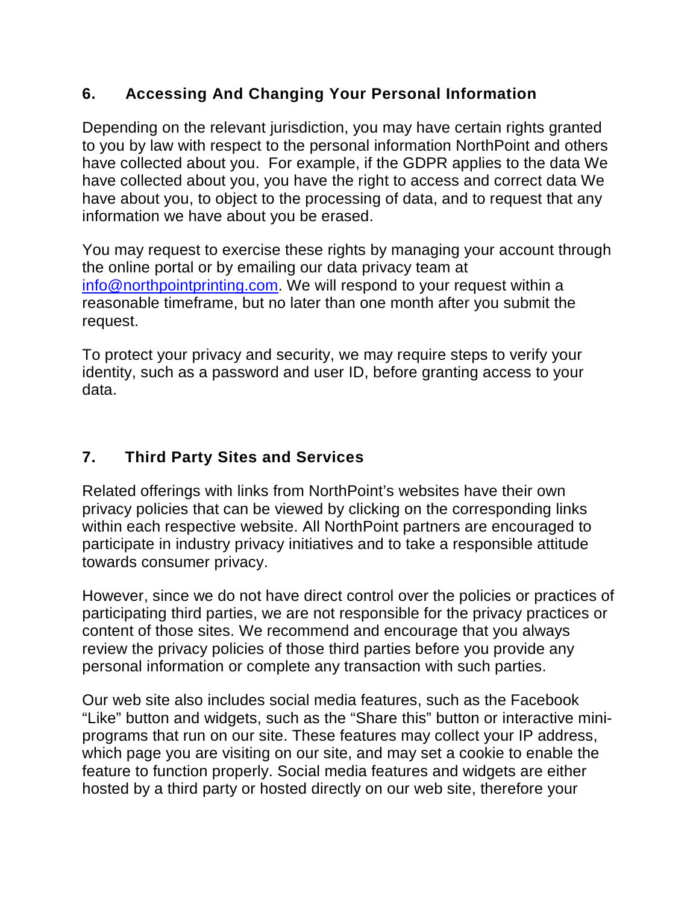## 6. Accessing And Changing Your Personal Information

Depending on the relevant jurisdiction, you may have certain rights granted to you by law with respect to the personal information NorthPoint and others have collected about you. For example, if the GDPR applies to the data We have collected about you, you have the right to access and correct data We have about you, to object to the processing of data, and to request that any information we have about you be erased.

You may request to exercise these rights by managing your account through the online portal or by emailing our data privacy team at [info@northpointprinting.com](mailto:info@northpointprinting.com). We will respond to your request within a reasonable timeframe, but no later than one month after you submit the request.

To protect your privacy and security, we may require steps to verify your identity, such as a password and user ID, before granting access to your data.

## 7. Third Party Sites and Services

Related offerings with links from NorthPoint's websites have their own privacy policies that can be viewed by clicking on the corresponding links within each respective website. All NorthPoint partners are encouraged to participate in industry privacy initiatives and to take a responsible attitude towards consumer privacy.

However, since we do not have direct control over the policies or practices of participating third parties, we are not responsible for the privacy practices or content of those sites. We recommend and encourage that you always review the privacy policies of those third parties before you provide any personal information or complete any transaction with such parties.

Our web site also includes social media features, such as the Facebook "Like" button and widgets, such as the "Share this" button or interactive mini-programs that run on our site. These features may collect your IP address, which page you are visiting on our site, and may set a cookie to enable the feature to function properly. Social media features and widgets are either hosted by a third party or hosted directly on our web site, therefore your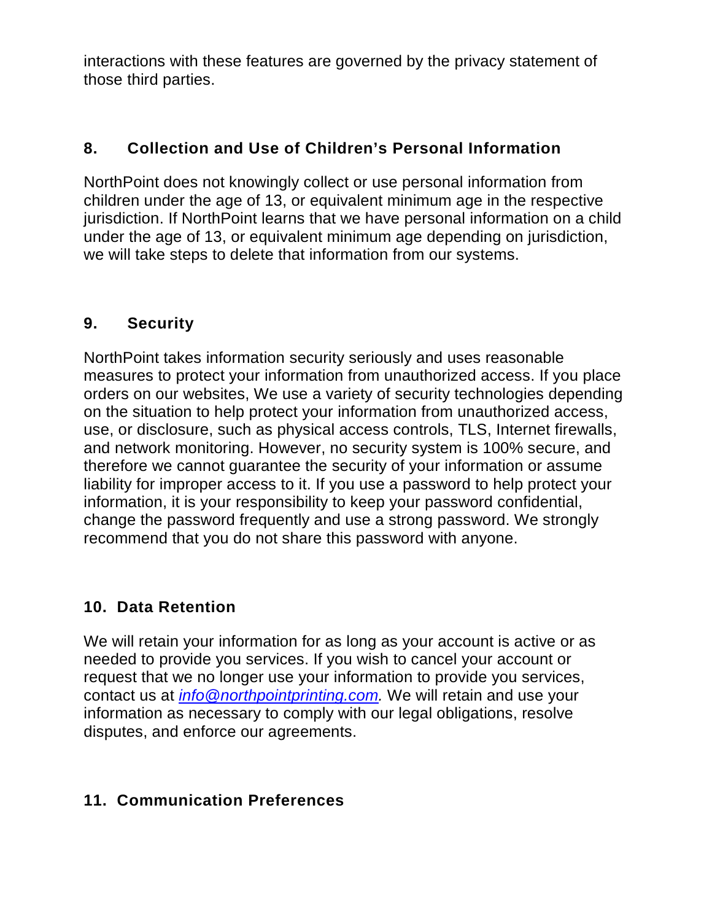interactions with these features are governed by the privacy statement of those third parties.

## 8. Collection and Use of Children's Personal Information

NorthPoint does not knowingly collect or use personal information from children under the age of 13, or equivalent minimum age in the respective jurisdiction. If NorthPoint learns that we have personal information on a child under the age of 13, or equivalent minimum age depending on jurisdiction, we will take steps to delete that information from our systems.

## 9. Security

NorthPoint takes information security seriously and uses reasonable measures to protect your information from unauthorized access. If you place orders on our websites, We use a variety of security technologies depending on the situation to help protect your information from unauthorized access, use, or disclosure, such as physical access controls, TLS, Internet firewalls, and network monitoring. However, no security system is 100% secure, and therefore we cannot guarantee the security of your information or assume liability for improper access to it. If you use a password to help protect your information, it is your responsibility to keep your password confidential, change the password frequently and use a strong password. We strongly recommend that you do not share this password with anyone.

## 10. Data Retention

We will retain your information for as long as your account is active or as needed to provide you services. If you wish to cancel your account or request that we no longer use your information to provide you services, contact us at *info@northpointprinting.com.* We will retain and use your information as necessary to comply with our legal obligations, resolve disputes, and enforce our agreements.

## 11. Communication Preferences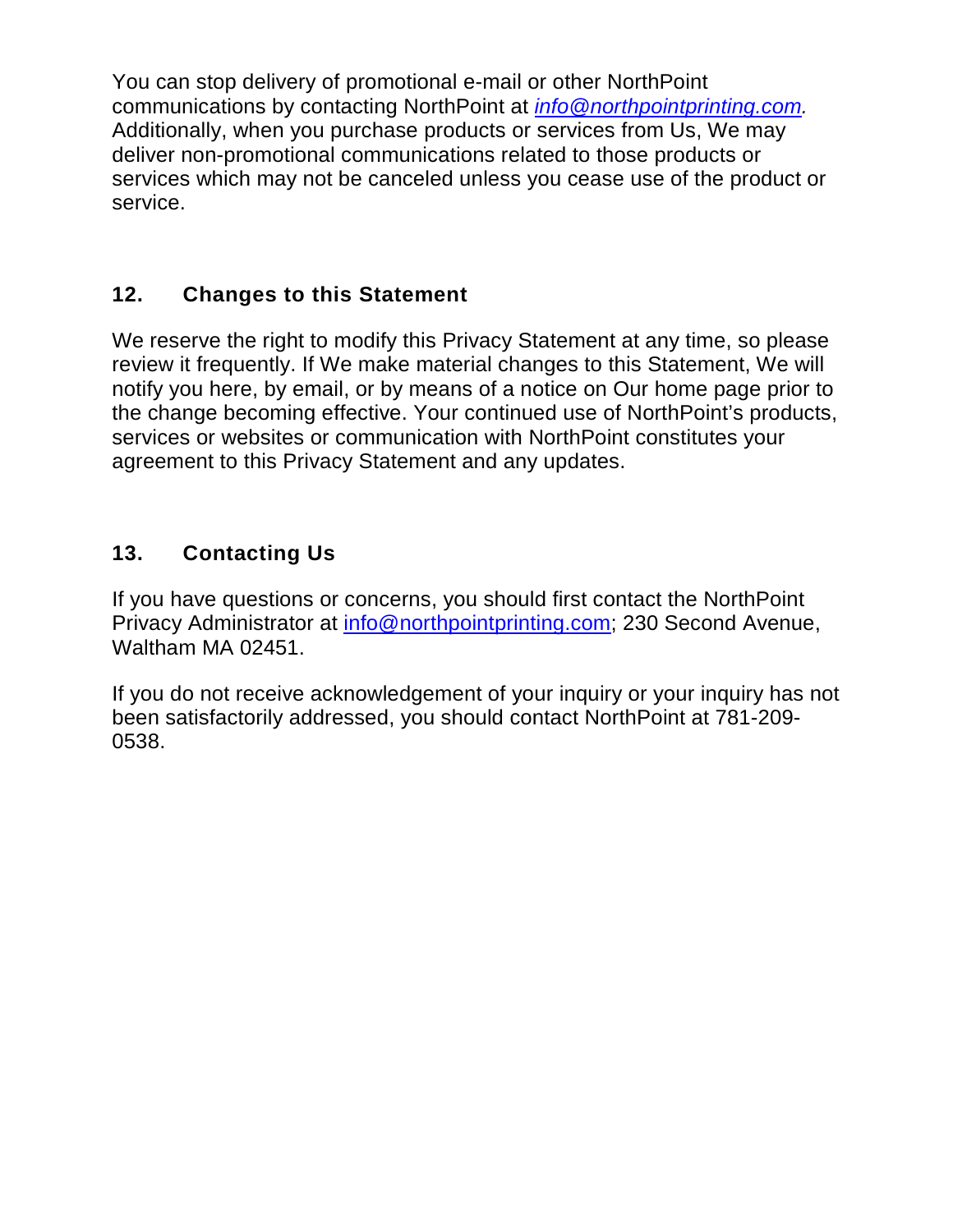You can stop delivery of promotional e-mail or other NorthPoint communications by contacting NorthPoint at *info@northpointprinting.com.* Additionally, when you purchase products or services from Us, We may deliver non-promotional communications related to those products or services which may not be canceled unless you cease use of the product or service.

## 12. Changes to this Statement

We reserve the right to modify this Privacy Statement at any time, so please review it frequently. If We make material changes to this Statement, We will notify you here, by email, or by means of a notice on Our home page prior to the change becoming effective. Your continued use of NorthPoint's products, services or websites or communication with NorthPoint constitutes your agreement to this Privacy Statement and any updates.

## 13. Contacting Us

If you have questions or concerns, you should first contact the NorthPoint Privacy Administrator at info@northpointprinting.com; 230 Second Avenue, Waltham MA 02451.

If you do not receive acknowledgement of your inquiry or your inquiry has not been satisfactorily addressed, you should contact NorthPoint at 781-209-0538.